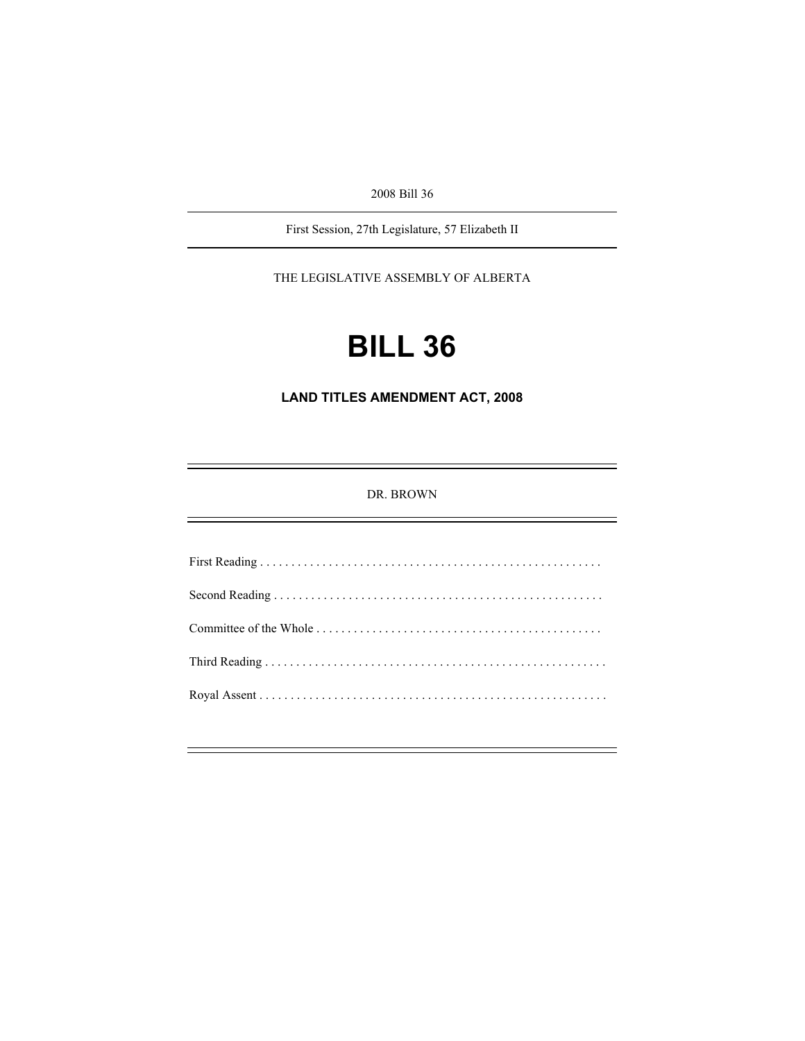2008 Bill 36

---

First Session, 27th Legislature, 57 Elizabeth II

---

THE LEGISLATIVE ASSEMBLY OF ALBERTA

# BILL 36

## LAND TITLES AMENDMENT ACT, 2008

---

DR. BROWN

---

First Reading . . . . . . . . . . . . . . . . . . . . . . . . . . . . . . . . . . . . . . . . . . . . . . . . . . . . . .

Second Reading . . . . . . . . . . . . . . . . . . . . . . . . . . . . . . . . . . . . . . . . . . . . . . . . . . . .

Committee of the Whole . . . . . . . . . . . . . . . . . . . . . . . . . . . . . . . . . . . . . . . . . . . . .

Third Reading . . . . . . . . . . . . . . . . . . . . . . . . . . . . . . . . . . . . . . . . . . . . . . . . . . . . . . .

Royal Assent . . . . . . . . . . . . . . . . . . . . . . . . . . . . . . . . . . . . . . . . . . . . . . . . . . . . . . .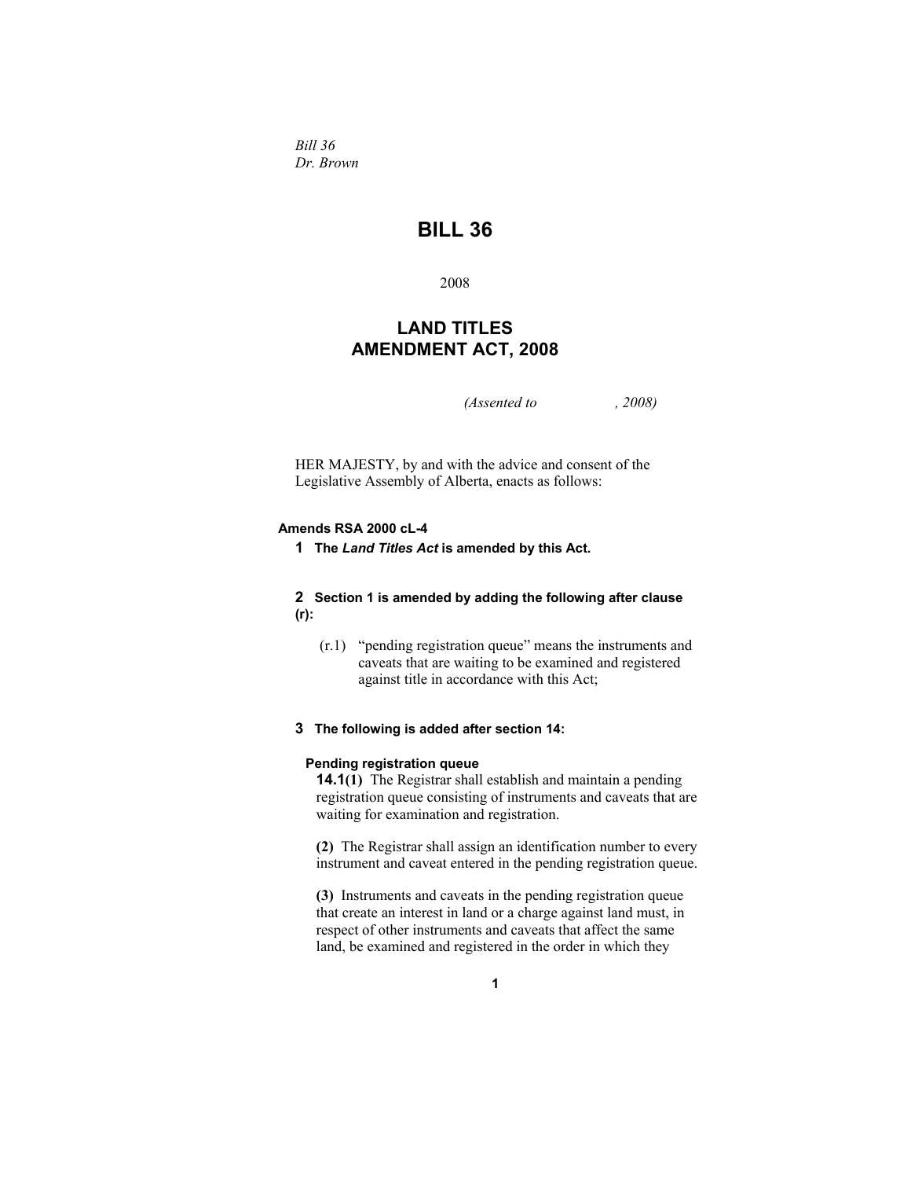*Bill 36*
*Dr. Brown*

# BILL 36

2008

## LAND TITLES AMENDMENT ACT, 2008

*(Assented to , 2008)*

HER MAJESTY, by and with the advice and consent of the Legislative Assembly of Alberta, enacts as follows:

**Amends RSA 2000 cL-4**

**1** **The *Land Titles Act* is amended by this Act.**

**2** **Section 1 is amended by adding the following after clause (r):**

(r.1) "pending registration queue" means the instruments and caveats that are waiting to be examined and registered against title in accordance with this Act;

**3** **The following is added after section 14:**

**Pending registration queue**

**14.1(1)** The Registrar shall establish and maintain a pending registration queue consisting of instruments and caveats that are waiting for examination and registration.

**(2)** The Registrar shall assign an identification number to every instrument and caveat entered in the pending registration queue.

**(3)** Instruments and caveats in the pending registration queue that create an interest in land or a charge against land must, in respect of other instruments and caveats that affect the same land, be examined and registered in the order in which they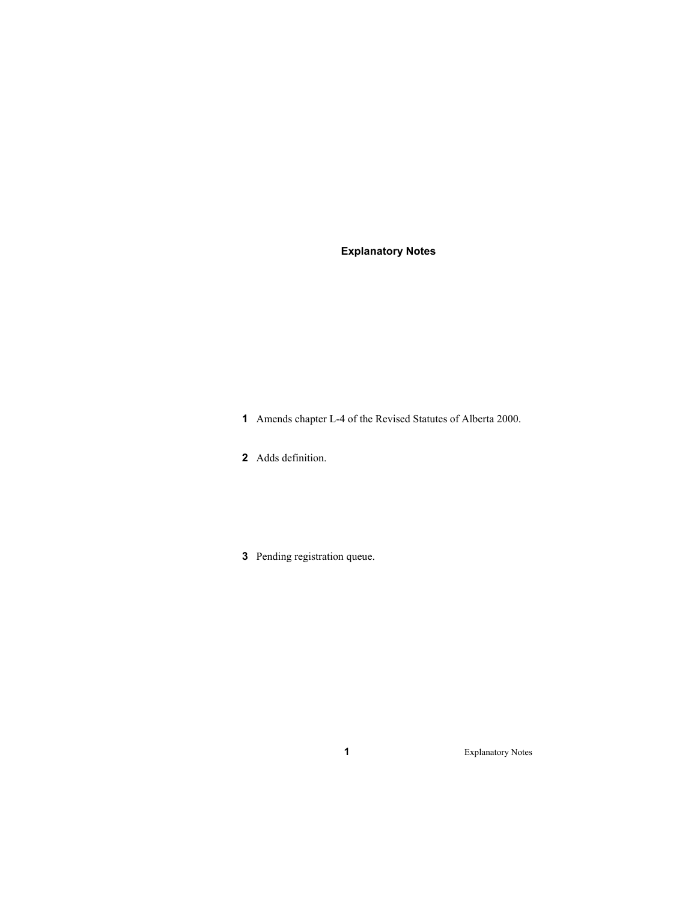## Explanatory Notes

**1** Amends chapter L-4 of the Revised Statutes of Alberta 2000.

**2** Adds definition.

**3** Pending registration queue.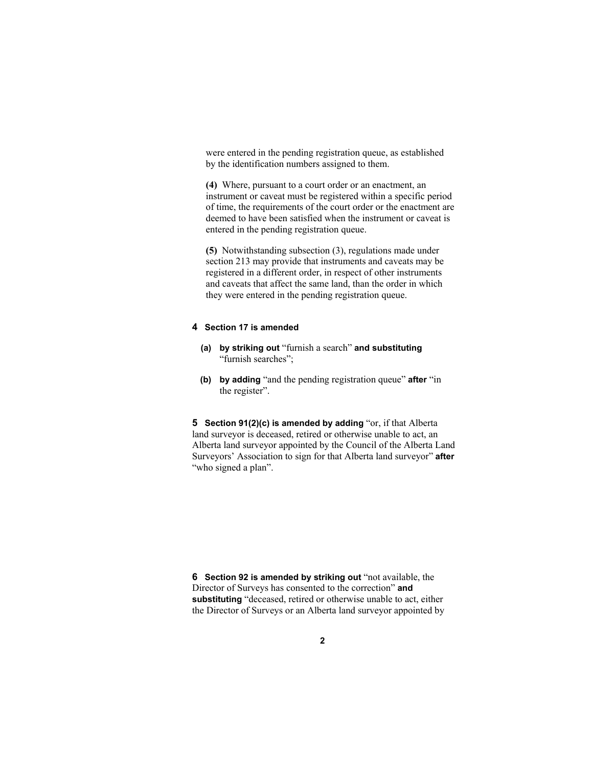were entered in the pending registration queue, as established by the identification numbers assigned to them.

**(4)** Where, pursuant to a court order or an enactment, an instrument or caveat must be registered within a specific period of time, the requirements of the court order or the enactment are deemed to have been satisfied when the instrument or caveat is entered in the pending registration queue.

**(5)** Notwithstanding subsection (3), regulations made under section 213 may provide that instruments and caveats may be registered in a different order, in respect of other instruments and caveats that affect the same land, than the order in which they were entered in the pending registration queue.

**4 Section 17 is amended**

**(a) by striking out** "furnish a search" **and substituting** "furnish searches";

**(b) by adding** "and the pending registration queue" **after** "in the register".

**5 Section 91(2)(c) is amended by adding** "or, if that Alberta land surveyor is deceased, retired or otherwise unable to act, an Alberta land surveyor appointed by the Council of the Alberta Land Surveyors' Association to sign for that Alberta land surveyor" **after** "who signed a plan".

**6 Section 92 is amended by striking out** "not available, the Director of Surveys has consented to the correction" **and substituting** "deceased, retired or otherwise unable to act, either the Director of Surveys or an Alberta land surveyor appointed by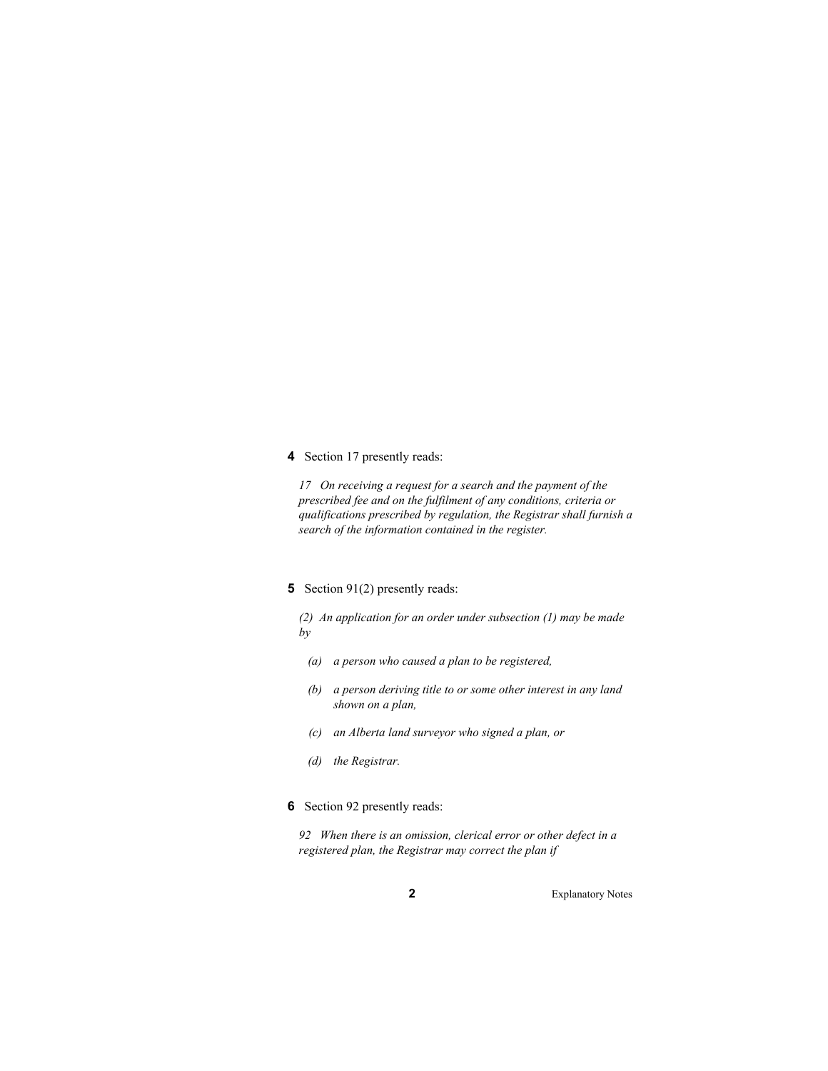**4** Section 17 presently reads:

*17 On receiving a request for a search and the payment of the prescribed fee and on the fulfilment of any conditions, criteria or qualifications prescribed by regulation, the Registrar shall furnish a search of the information contained in the register.*

**5** Section 91(2) presently reads:

*(2) An application for an order under subsection (1) may be made by*

- *(a) a person who caused a plan to be registered,*
- *(b) a person deriving title to or some other interest in any land shown on a plan,*
- *(c) an Alberta land surveyor who signed a plan, or*
- *(d) the Registrar.*

**6** Section 92 presently reads:

*92 When there is an omission, clerical error or other defect in a registered plan, the Registrar may correct the plan if*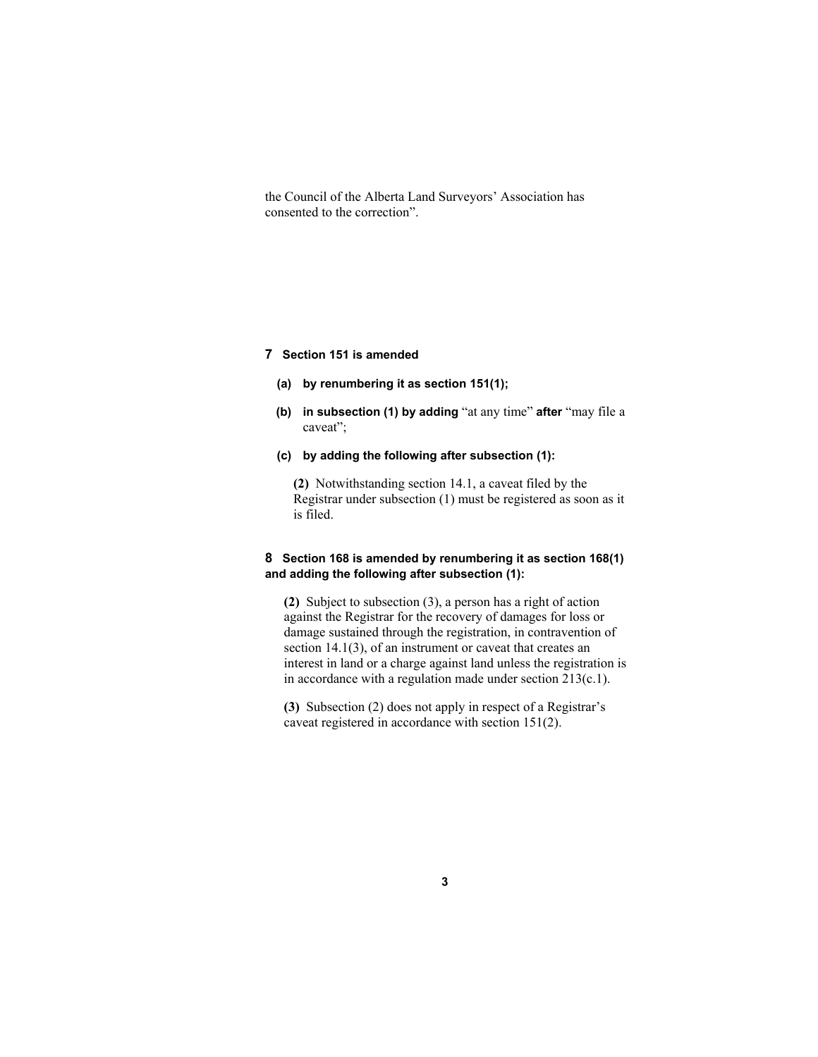the Council of the Alberta Land Surveyors' Association has consented to the correction".

**7 Section 151 is amended**

**(a) by renumbering it as section 151(1);**

**(b) in subsection (1) by adding** "at any time" **after** "may file a caveat";

**(c) by adding the following after subsection (1):**

> **(2)** Notwithstanding section 14.1, a caveat filed by the Registrar under subsection (1) must be registered as soon as it is filed.

**8 Section 168 is amended by renumbering it as section 168(1) and adding the following after subsection (1):**

> **(2)** Subject to subsection (3), a person has a right of action against the Registrar for the recovery of damages for loss or damage sustained through the registration, in contravention of section 14.1(3), of an instrument or caveat that creates an interest in land or a charge against land unless the registration is in accordance with a regulation made under section 213(c.1).
>
> **(3)** Subsection (2) does not apply in respect of a Registrar's caveat registered in accordance with section 151(2).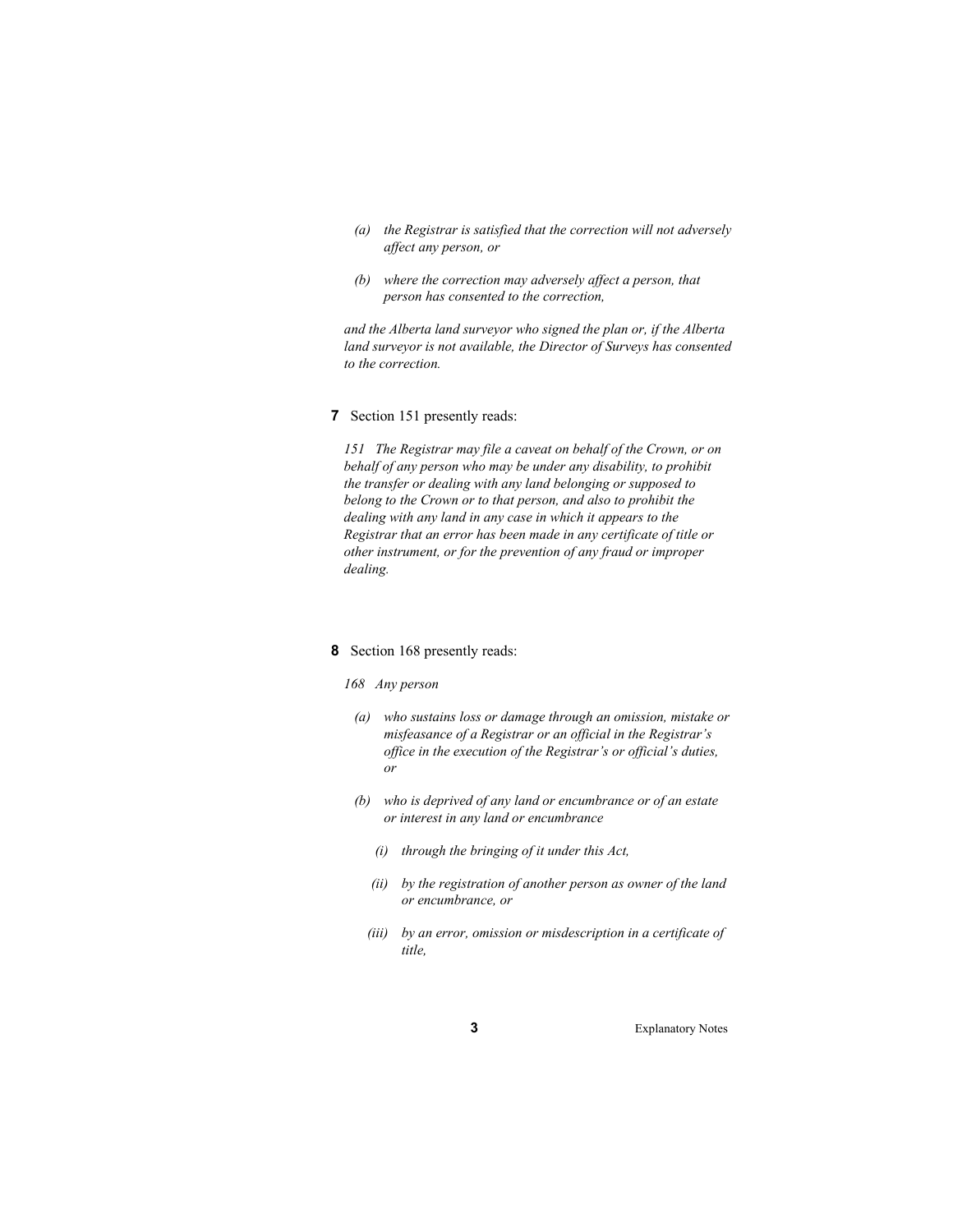*(a) the Registrar is satisfied that the correction will not adversely affect any person, or*

*(b) where the correction may adversely affect a person, that person has consented to the correction,*

*and the Alberta land surveyor who signed the plan or, if the Alberta land surveyor is not available, the Director of Surveys has consented to the correction.*

**7** Section 151 presently reads:

*151 The Registrar may file a caveat on behalf of the Crown, or on behalf of any person who may be under any disability, to prohibit the transfer or dealing with any land belonging or supposed to belong to the Crown or to that person, and also to prohibit the dealing with any land in any case in which it appears to the Registrar that an error has been made in any certificate of title or other instrument, or for the prevention of any fraud or improper dealing.*

**8** Section 168 presently reads:

*168 Any person*

*(a) who sustains loss or damage through an omission, mistake or misfeasance of a Registrar or an official in the Registrar's office in the execution of the Registrar's or official's duties, or*

*(b) who is deprived of any land or encumbrance or of an estate or interest in any land or encumbrance*

*(i) through the bringing of it under this Act,*

*(ii) by the registration of another person as owner of the land or encumbrance, or*

*(iii) by an error, omission or misdescription in a certificate of title,*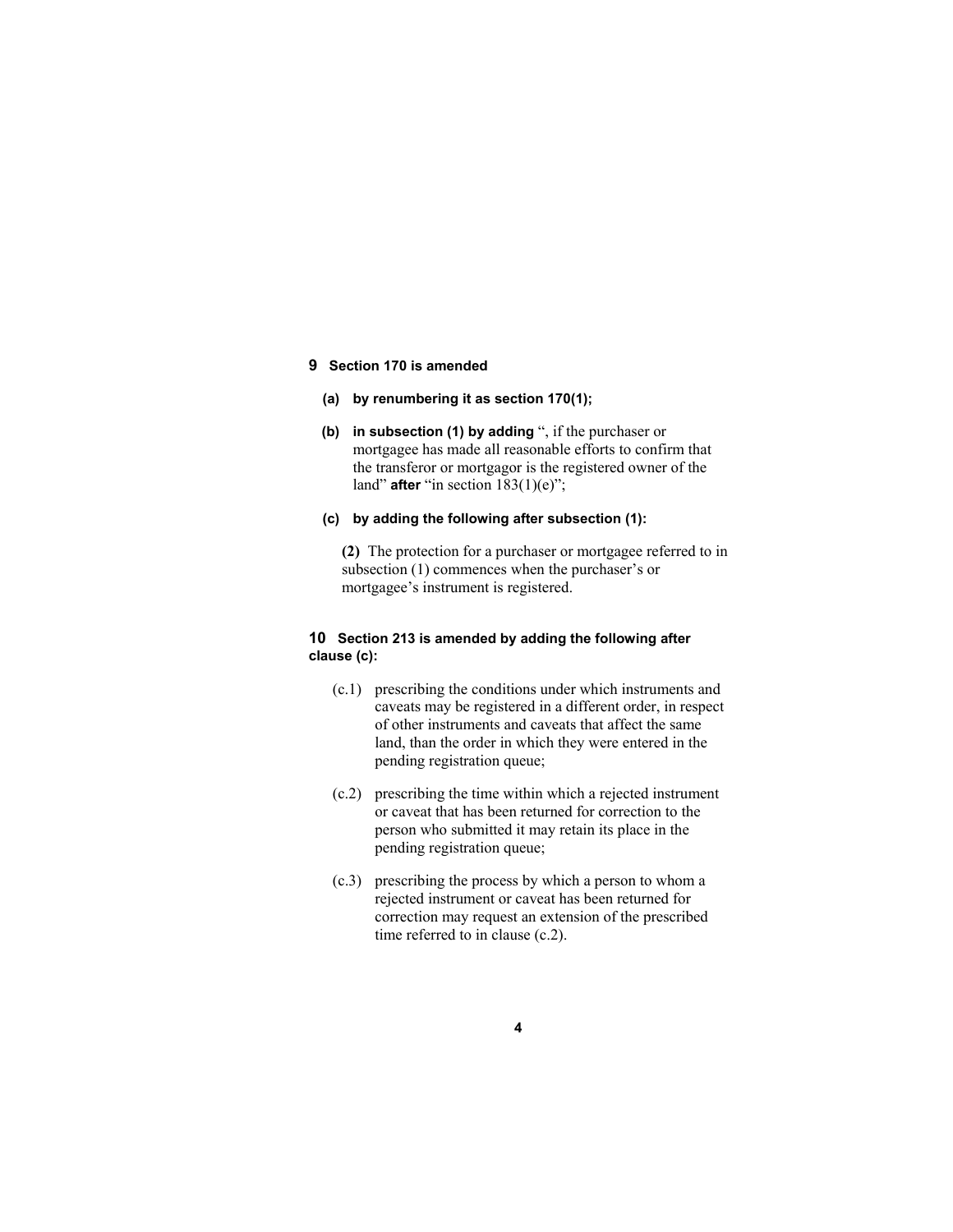**9 Section 170 is amended**

**(a) by renumbering it as section 170(1);**

**(b) in subsection (1) by adding** ", if the purchaser or mortgagee has made all reasonable efforts to confirm that the transferor or mortgagor is the registered owner of the land" **after** "in section 183(1)(e)";

**(c) by adding the following after subsection (1):**

**(2)** The protection for a purchaser or mortgagee referred to in subsection (1) commences when the purchaser's or mortgagee's instrument is registered.

**10 Section 213 is amended by adding the following after clause (c):**

(c.1) prescribing the conditions under which instruments and caveats may be registered in a different order, in respect of other instruments and caveats that affect the same land, than the order in which they were entered in the pending registration queue;

(c.2) prescribing the time within which a rejected instrument or caveat that has been returned for correction to the person who submitted it may retain its place in the pending registration queue;

(c.3) prescribing the process by which a person to whom a rejected instrument or caveat has been returned for correction may request an extension of the prescribed time referred to in clause (c.2).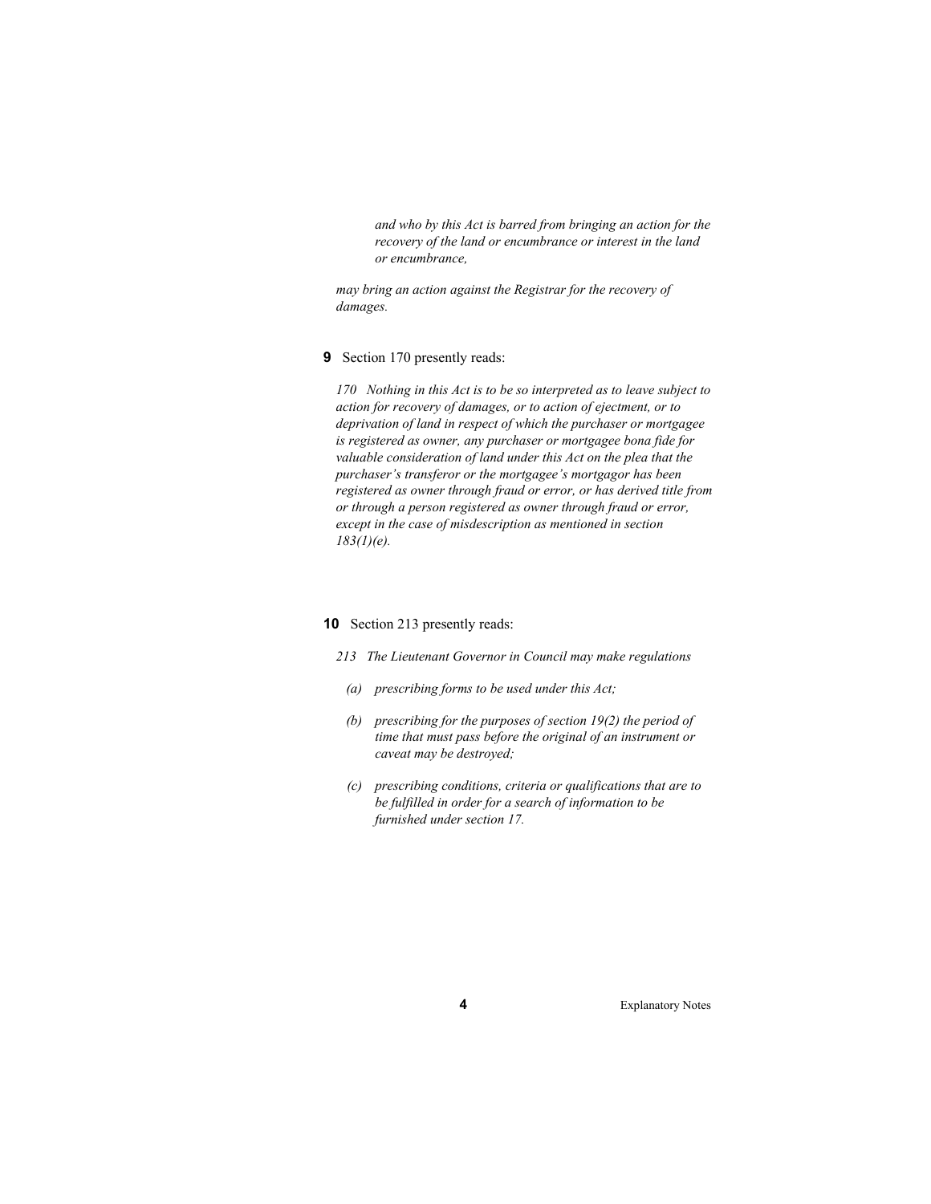*and who by this Act is barred from bringing an action for the recovery of the land or encumbrance or interest in the land or encumbrance,*

*may bring an action against the Registrar for the recovery of damages.*

**9** Section 170 presently reads:

*170 Nothing in this Act is to be so interpreted as to leave subject to action for recovery of damages, or to action of ejectment, or to deprivation of land in respect of which the purchaser or mortgagee is registered as owner, any purchaser or mortgagee bona fide for valuable consideration of land under this Act on the plea that the purchaser's transferor or the mortgagee's mortgagor has been registered as owner through fraud or error, or has derived title from or through a person registered as owner through fraud or error, except in the case of misdescription as mentioned in section 183(1)(e).*

**10** Section 213 presently reads:

*213 The Lieutenant Governor in Council may make regulations*

*(a) prescribing forms to be used under this Act;*

*(b) prescribing for the purposes of section 19(2) the period of time that must pass before the original of an instrument or caveat may be destroyed;*

*(c) prescribing conditions, criteria or qualifications that are to be fulfilled in order for a search of information to be furnished under section 17.*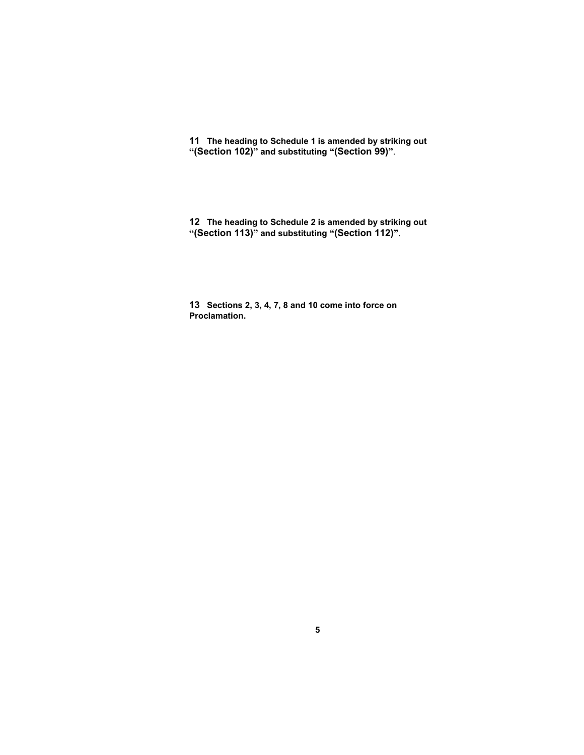**11** **The heading to Schedule 1 is amended by striking out "(Section 102)" and substituting "(Section 99)"**.

**12** **The heading to Schedule 2 is amended by striking out "(Section 113)" and substituting "(Section 112)"**.

**13** **Sections 2, 3, 4, 7, 8 and 10 come into force on Proclamation.**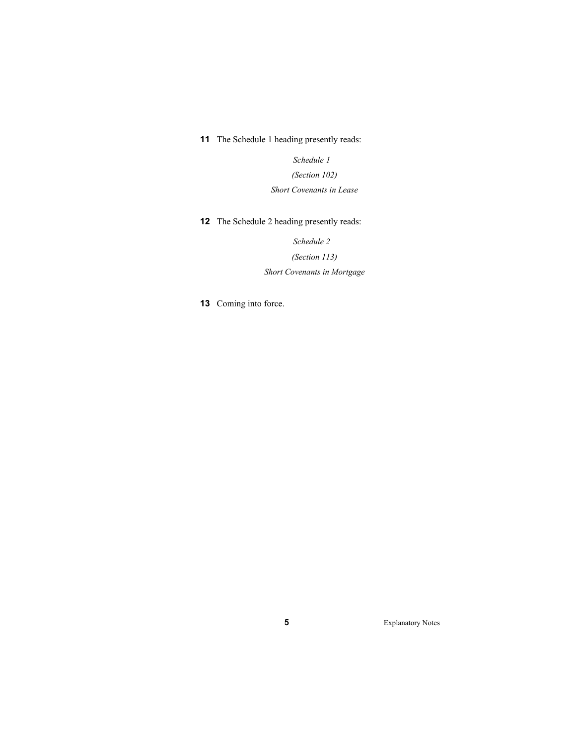**11** The Schedule 1 heading presently reads:

*Schedule 1*

*(Section 102)*

*Short Covenants in Lease*

**12** The Schedule 2 heading presently reads:

*Schedule 2*

*(Section 113)*

*Short Covenants in Mortgage*

**13** Coming into force.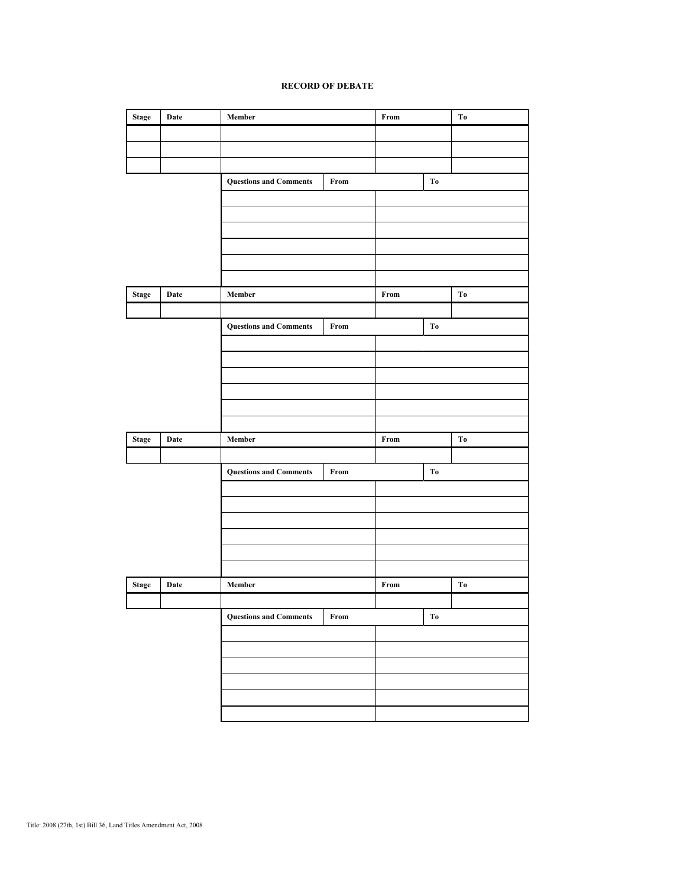**RECORD OF DEBATE**

| Stage | Date | Member | From | To |
|---|---|---|---|---|
| | | | | |
| | | | | |
| | | | | |

| Questions and Comments | From | To |
|---|---|---|
| | | |
| | | |
| | | |
| | | |
| | | |
| | | |

| Stage | Date | Member | From | To |
|---|---|---|---|---|
| | | | | |

| Questions and Comments | From | To |
|---|---|---|
| | | |
| | | |
| | | |
| | | |
| | | |
| | | |

| Stage | Date | Member | From | To |
|---|---|---|---|---|
| | | | | |

| Questions and Comments | From | To |
|---|---|---|
| | | |
| | | |
| | | |
| | | |
| | | |
| | | |

| Stage | Date | Member | From | To |
|---|---|---|---|---|
| | | | | |

| Questions and Comments | From | To |
|---|---|---|
| | | |
| | | |
| | | |
| | | |
| | | |
| | | |

Title: 2008 (27th, 1st) Bill 36, Land Titles Amendment Act, 2008